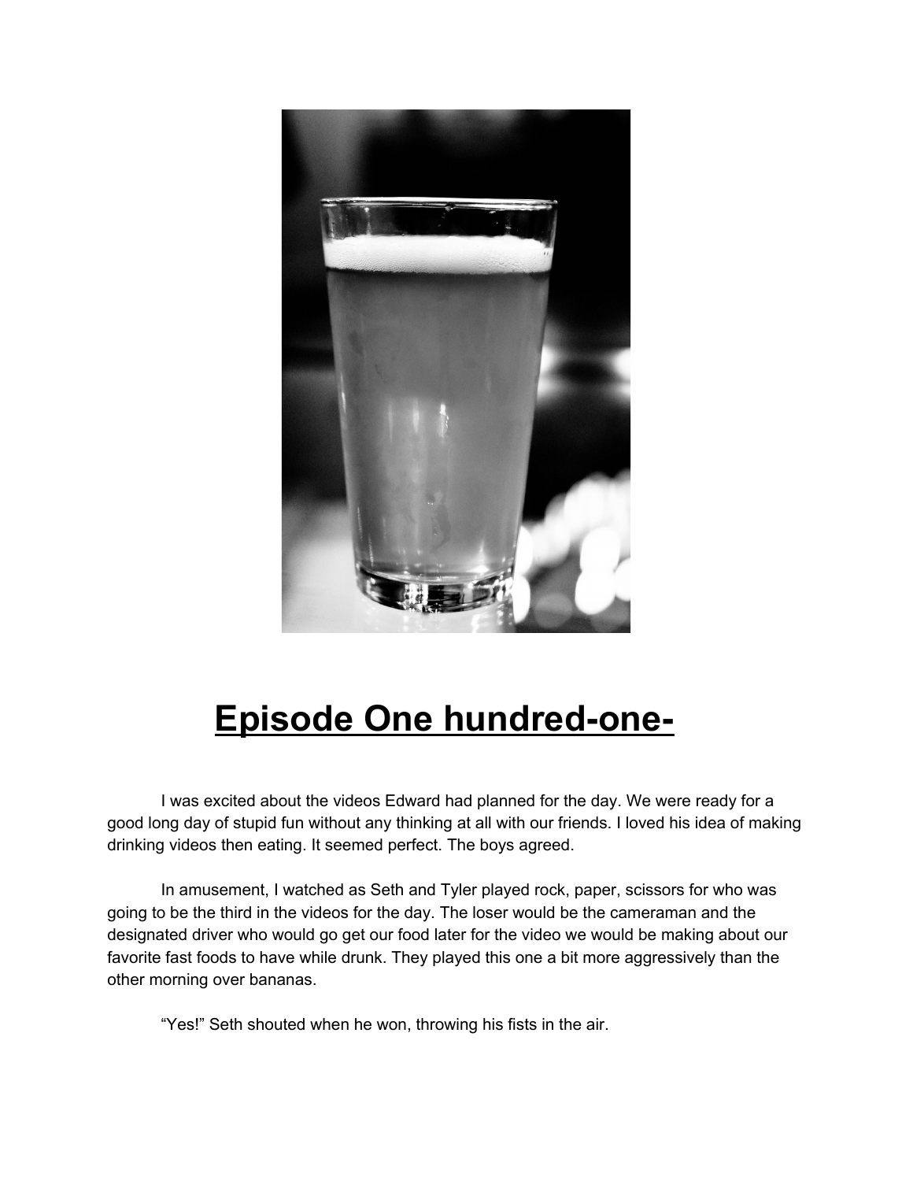# Episode One hundred-one-

I was excited about the videos Edward had planned for the day. We were ready for a good long day of stupid fun without any thinking at all with our friends. I loved his idea of making drinking videos then eating. It seemed perfect. The boys agreed.

In amusement, I watched as Seth and Tyler played rock, paper, scissors for who was going to be the third in the videos for the day. The loser would be the cameraman and the designated driver who would go get our food later for the video we would be making about our favorite fast foods to have while drunk. They played this one a bit more aggressively than the other morning over bananas.

“Yes!” Seth shouted when he won, throwing his fists in the air.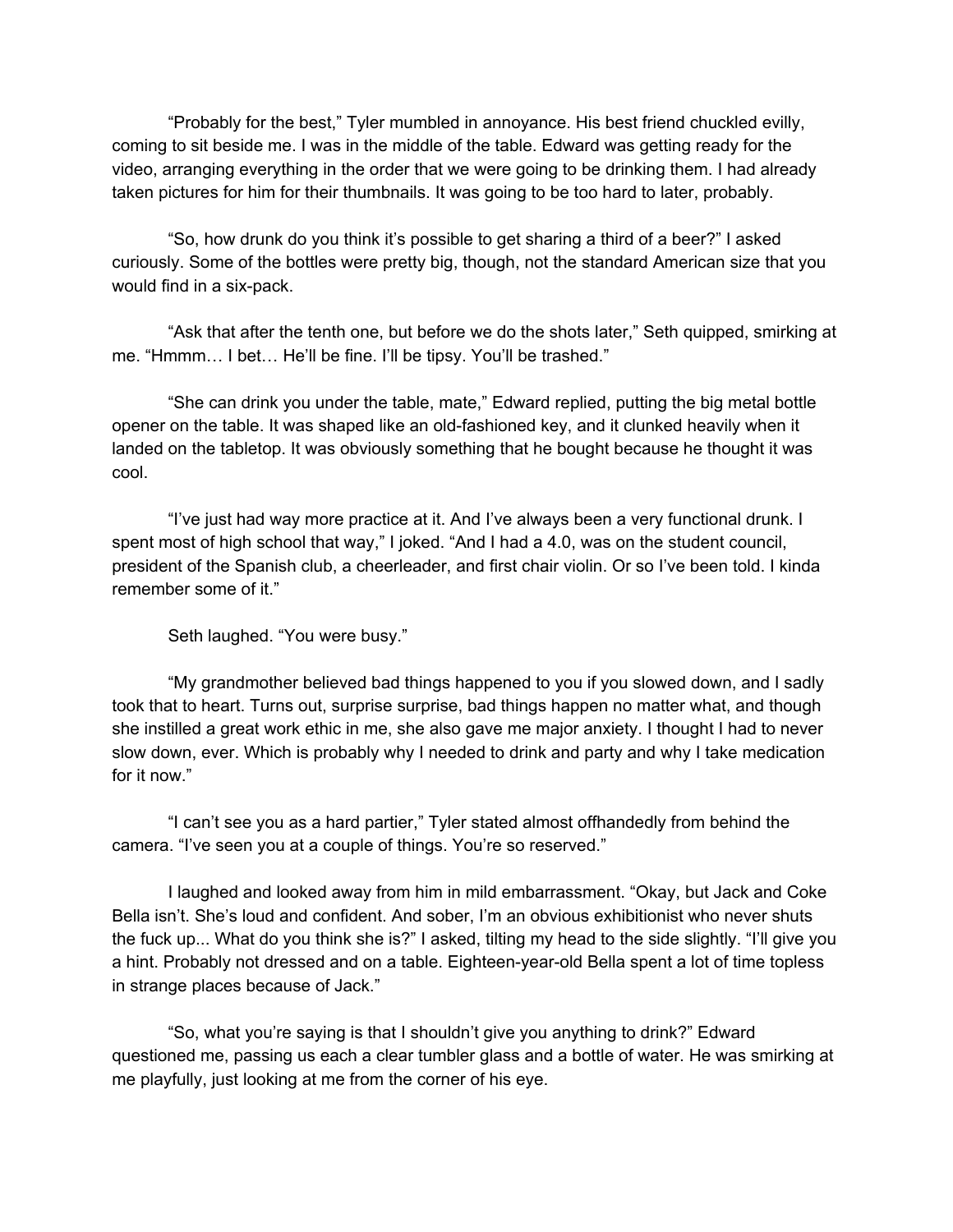"Probably for the best," Tyler mumbled in annoyance. His best friend chuckled evilly, coming to sit beside me. I was in the middle of the table. Edward was getting ready for the video, arranging everything in the order that we were going to be drinking them. I had already taken pictures for him for their thumbnails. It was going to be too hard to later, probably.

"So, how drunk do you think it's possible to get sharing a third of a beer?" I asked curiously. Some of the bottles were pretty big, though, not the standard American size that you would find in a six-pack.

"Ask that after the tenth one, but before we do the shots later," Seth quipped, smirking at me. "Hmmm… I bet… He'll be fine. I'll be tipsy. You'll be trashed."

"She can drink you under the table, mate," Edward replied, putting the big metal bottle opener on the table. It was shaped like an old-fashioned key, and it clunked heavily when it landed on the tabletop. It was obviously something that he bought because he thought it was cool.

"I've just had way more practice at it. And I've always been a very functional drunk. I spent most of high school that way," I joked. "And I had a 4.0, was on the student council, president of the Spanish club, a cheerleader, and first chair violin. Or so I've been told. I kinda remember some of it."

Seth laughed. "You were busy."

"My grandmother believed bad things happened to you if you slowed down, and I sadly took that to heart. Turns out, surprise surprise, bad things happen no matter what, and though she instilled a great work ethic in me, she also gave me major anxiety. I thought I had to never slow down, ever. Which is probably why I needed to drink and party and why I take medication for it now."

"I can't see you as a hard partier," Tyler stated almost offhandedly from behind the camera. "I've seen you at a couple of things. You're so reserved."

I laughed and looked away from him in mild embarrassment. "Okay, but Jack and Coke Bella isn't. She's loud and confident. And sober, I'm an obvious exhibitionist who never shuts the fuck up... What do you think she is?" I asked, tilting my head to the side slightly. "I'll give you a hint. Probably not dressed and on a table. Eighteen-year-old Bella spent a lot of time topless in strange places because of Jack."

"So, what you're saying is that I shouldn't give you anything to drink?" Edward questioned me, passing us each a clear tumbler glass and a bottle of water. He was smirking at me playfully, just looking at me from the corner of his eye.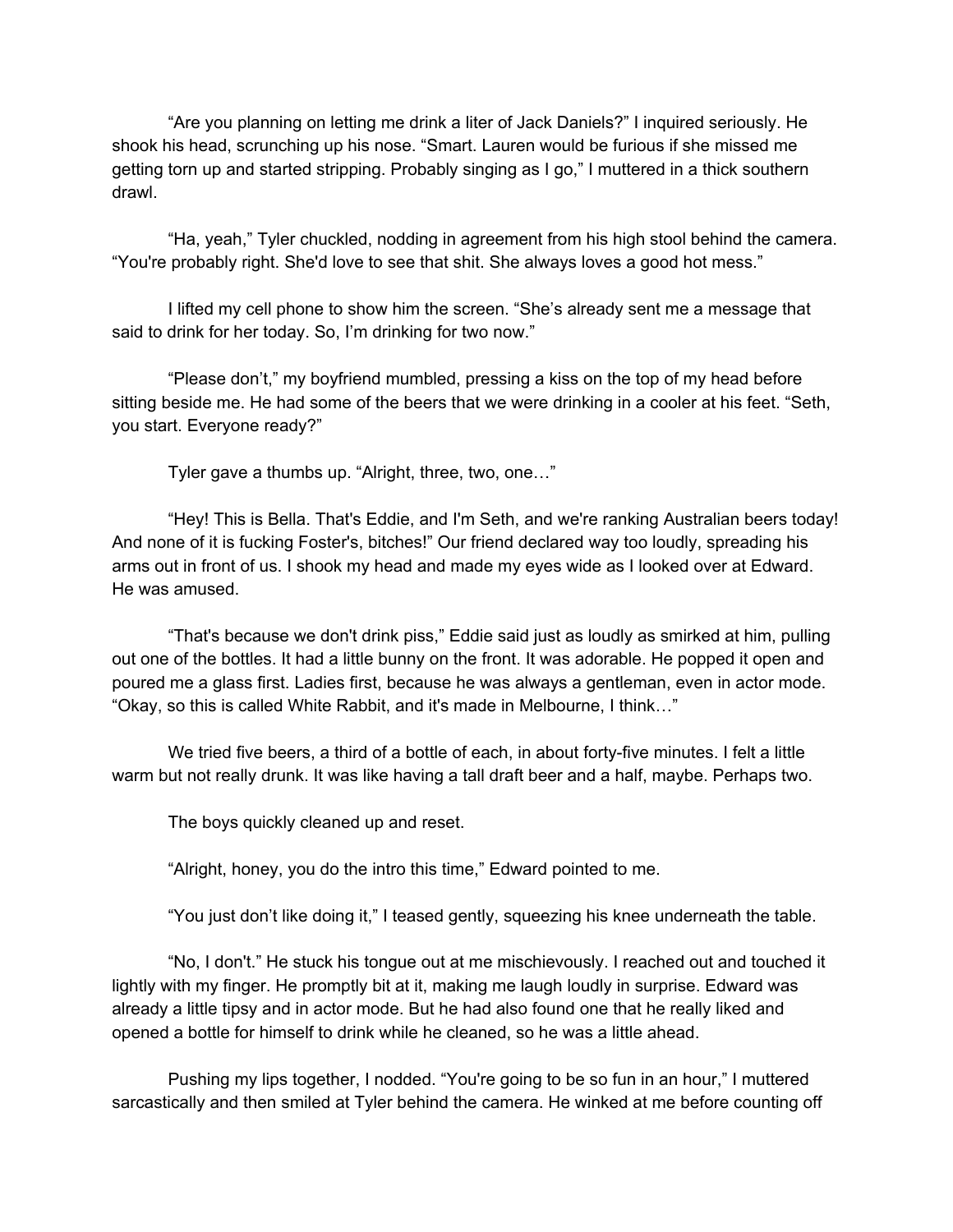"Are you planning on letting me drink a liter of Jack Daniels?" I inquired seriously. He shook his head, scrunching up his nose. "Smart. Lauren would be furious if she missed me getting torn up and started stripping. Probably singing as I go," I muttered in a thick southern drawl.

"Ha, yeah," Tyler chuckled, nodding in agreement from his high stool behind the camera. "You're probably right. She'd love to see that shit. She always loves a good hot mess."

I lifted my cell phone to show him the screen. "She's already sent me a message that said to drink for her today. So, I'm drinking for two now."

"Please don't," my boyfriend mumbled, pressing a kiss on the top of my head before sitting beside me. He had some of the beers that we were drinking in a cooler at his feet. "Seth, you start. Everyone ready?"

Tyler gave a thumbs up. "Alright, three, two, one…"

"Hey! This is Bella. That's Eddie, and I'm Seth, and we're ranking Australian beers today! And none of it is fucking Foster's, bitches!" Our friend declared way too loudly, spreading his arms out in front of us. I shook my head and made my eyes wide as I looked over at Edward. He was amused.

"That's because we don't drink piss," Eddie said just as loudly as smirked at him, pulling out one of the bottles. It had a little bunny on the front. It was adorable. He popped it open and poured me a glass first. Ladies first, because he was always a gentleman, even in actor mode. "Okay, so this is called White Rabbit, and it's made in Melbourne, I think…"

We tried five beers, a third of a bottle of each, in about forty-five minutes. I felt a little warm but not really drunk. It was like having a tall draft beer and a half, maybe. Perhaps two.

The boys quickly cleaned up and reset.

"Alright, honey, you do the intro this time," Edward pointed to me.

"You just don't like doing it," I teased gently, squeezing his knee underneath the table.

"No, I don't." He stuck his tongue out at me mischievously. I reached out and touched it lightly with my finger. He promptly bit at it, making me laugh loudly in surprise. Edward was already a little tipsy and in actor mode. But he had also found one that he really liked and opened a bottle for himself to drink while he cleaned, so he was a little ahead.

Pushing my lips together, I nodded. "You're going to be so fun in an hour," I muttered sarcastically and then smiled at Tyler behind the camera. He winked at me before counting off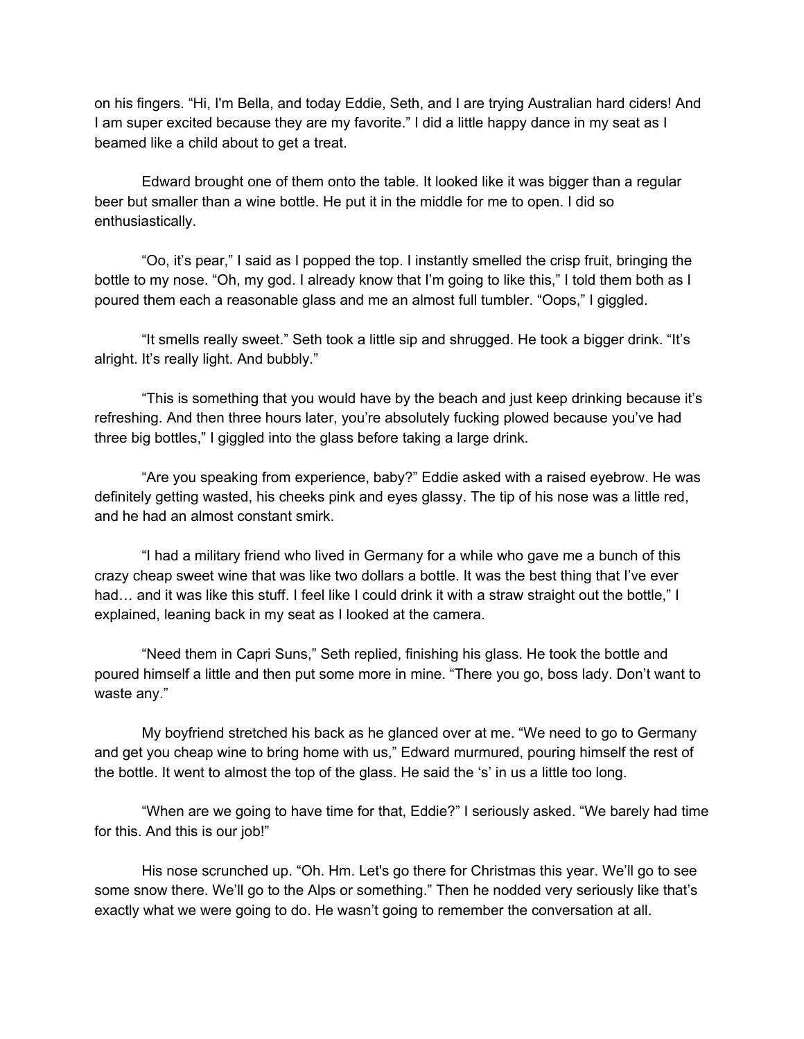on his fingers. "Hi, I'm Bella, and today Eddie, Seth, and I are trying Australian hard ciders! And I am super excited because they are my favorite." I did a little happy dance in my seat as I beamed like a child about to get a treat.

Edward brought one of them onto the table. It looked like it was bigger than a regular beer but smaller than a wine bottle. He put it in the middle for me to open. I did so enthusiastically.

"Oo, it's pear," I said as I popped the top. I instantly smelled the crisp fruit, bringing the bottle to my nose. "Oh, my god. I already know that I'm going to like this," I told them both as I poured them each a reasonable glass and me an almost full tumbler. "Oops," I giggled.

"It smells really sweet." Seth took a little sip and shrugged. He took a bigger drink. "It's alright. It's really light. And bubbly."

"This is something that you would have by the beach and just keep drinking because it's refreshing. And then three hours later, you're absolutely fucking plowed because you've had three big bottles," I giggled into the glass before taking a large drink.

"Are you speaking from experience, baby?" Eddie asked with a raised eyebrow. He was definitely getting wasted, his cheeks pink and eyes glassy. The tip of his nose was a little red, and he had an almost constant smirk.

"I had a military friend who lived in Germany for a while who gave me a bunch of this crazy cheap sweet wine that was like two dollars a bottle. It was the best thing that I've ever had… and it was like this stuff. I feel like I could drink it with a straw straight out the bottle," I explained, leaning back in my seat as I looked at the camera.

"Need them in Capri Suns," Seth replied, finishing his glass. He took the bottle and poured himself a little and then put some more in mine. "There you go, boss lady. Don't want to waste any."

My boyfriend stretched his back as he glanced over at me. "We need to go to Germany and get you cheap wine to bring home with us," Edward murmured, pouring himself the rest of the bottle. It went to almost the top of the glass. He said the 's' in us a little too long.

"When are we going to have time for that, Eddie?" I seriously asked. "We barely had time for this. And this is our job!"

His nose scrunched up. "Oh. Hm. Let's go there for Christmas this year. We'll go to see some snow there. We'll go to the Alps or something." Then he nodded very seriously like that's exactly what we were going to do. He wasn't going to remember the conversation at all.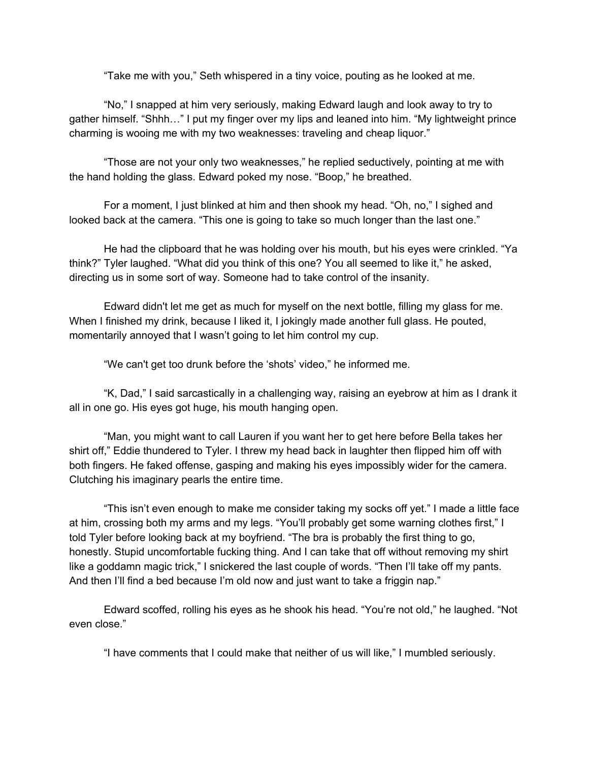"Take me with you," Seth whispered in a tiny voice, pouting as he looked at me.

"No," I snapped at him very seriously, making Edward laugh and look away to try to gather himself. "Shhh…" I put my finger over my lips and leaned into him. "My lightweight prince charming is wooing me with my two weaknesses: traveling and cheap liquor."

"Those are not your only two weaknesses," he replied seductively, pointing at me with the hand holding the glass. Edward poked my nose. "Boop," he breathed.

For a moment, I just blinked at him and then shook my head. "Oh, no," I sighed and looked back at the camera. "This one is going to take so much longer than the last one."

He had the clipboard that he was holding over his mouth, but his eyes were crinkled. "Ya think?" Tyler laughed. "What did you think of this one? You all seemed to like it," he asked, directing us in some sort of way. Someone had to take control of the insanity.

Edward didn't let me get as much for myself on the next bottle, filling my glass for me. When I finished my drink, because I liked it, I jokingly made another full glass. He pouted, momentarily annoyed that I wasn't going to let him control my cup.

"We can't get too drunk before the 'shots' video," he informed me.

"K, Dad," I said sarcastically in a challenging way, raising an eyebrow at him as I drank it all in one go. His eyes got huge, his mouth hanging open.

"Man, you might want to call Lauren if you want her to get here before Bella takes her shirt off," Eddie thundered to Tyler. I threw my head back in laughter then flipped him off with both fingers. He faked offense, gasping and making his eyes impossibly wider for the camera. Clutching his imaginary pearls the entire time.

"This isn't even enough to make me consider taking my socks off yet." I made a little face at him, crossing both my arms and my legs. "You'll probably get some warning clothes first," I told Tyler before looking back at my boyfriend. "The bra is probably the first thing to go, honestly. Stupid uncomfortable fucking thing. And I can take that off without removing my shirt like a goddamn magic trick," I snickered the last couple of words. "Then I'll take off my pants. And then I'll find a bed because I'm old now and just want to take a friggin nap."

Edward scoffed, rolling his eyes as he shook his head. "You're not old," he laughed. "Not even close."

"I have comments that I could make that neither of us will like," I mumbled seriously.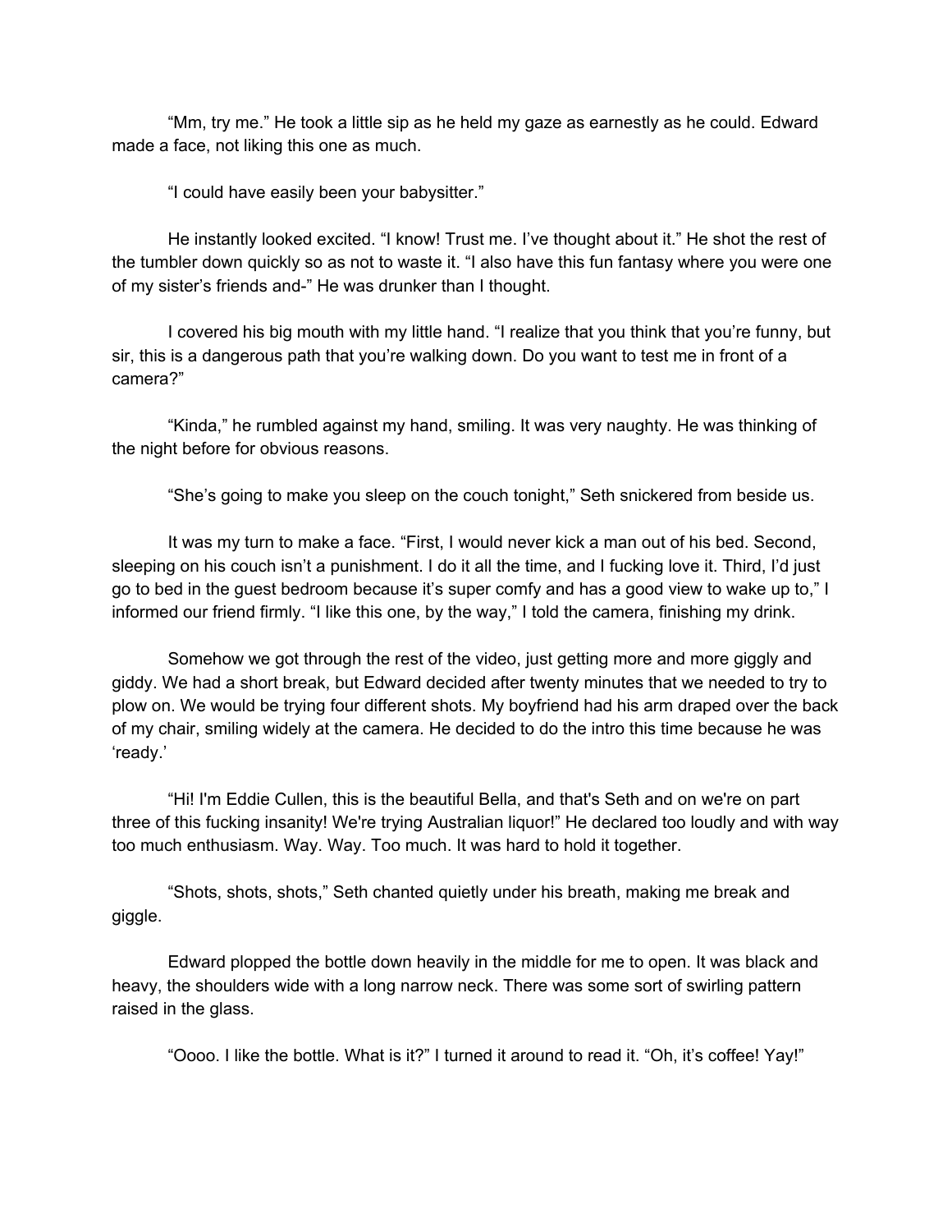“Mm, try me.” He took a little sip as he held my gaze as earnestly as he could. Edward made a face, not liking this one as much.

“I could have easily been your babysitter.”

He instantly looked excited. “I know! Trust me. I’ve thought about it.” He shot the rest of the tumbler down quickly so as not to waste it. “I also have this fun fantasy where you were one of my sister’s friends and-” He was drunker than I thought.

I covered his big mouth with my little hand. “I realize that you think that you’re funny, but sir, this is a dangerous path that you’re walking down. Do you want to test me in front of a camera?”

“Kinda,” he rumbled against my hand, smiling. It was very naughty. He was thinking of the night before for obvious reasons.

“She’s going to make you sleep on the couch tonight,” Seth snickered from beside us.

It was my turn to make a face. “First, I would never kick a man out of his bed. Second, sleeping on his couch isn’t a punishment. I do it all the time, and I fucking love it. Third, I’d just go to bed in the guest bedroom because it’s super comfy and has a good view to wake up to,” I informed our friend firmly. “I like this one, by the way,” I told the camera, finishing my drink.

Somehow we got through the rest of the video, just getting more and more giggly and giddy. We had a short break, but Edward decided after twenty minutes that we needed to try to plow on. We would be trying four different shots. My boyfriend had his arm draped over the back of my chair, smiling widely at the camera. He decided to do the intro this time because he was ‘ready.’

“Hi! I'm Eddie Cullen, this is the beautiful Bella, and that's Seth and on we're on part three of this fucking insanity! We're trying Australian liquor!” He declared too loudly and with way too much enthusiasm. Way. Way. Too much. It was hard to hold it together.

“Shots, shots, shots,” Seth chanted quietly under his breath, making me break and giggle.

Edward plopped the bottle down heavily in the middle for me to open. It was black and heavy, the shoulders wide with a long narrow neck. There was some sort of swirling pattern raised in the glass.

“Oooo. I like the bottle. What is it?” I turned it around to read it. “Oh, it’s coffee! Yay!”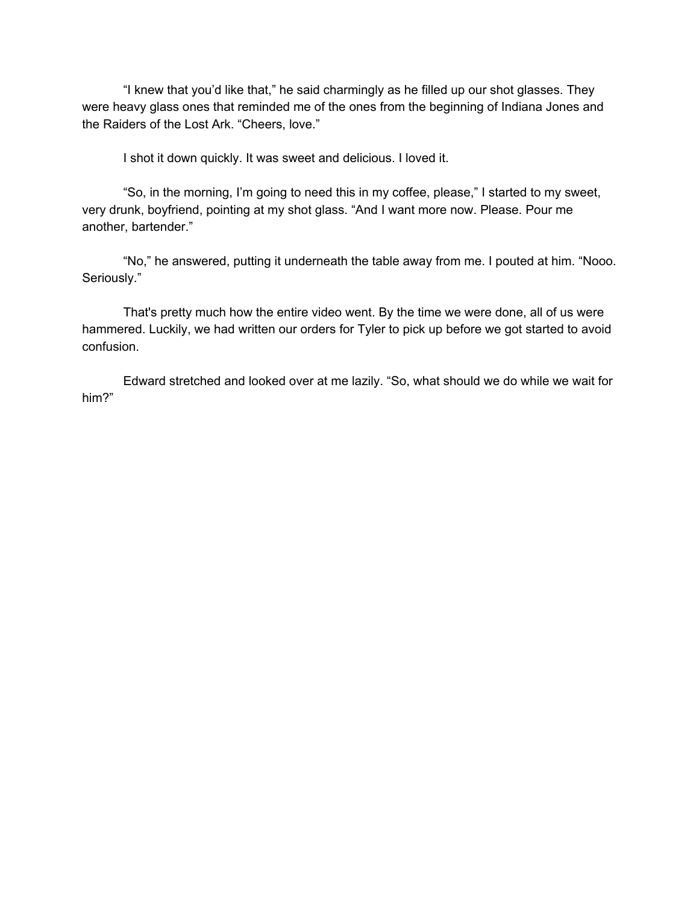"I knew that you'd like that," he said charmingly as he filled up our shot glasses. They were heavy glass ones that reminded me of the ones from the beginning of Indiana Jones and the Raiders of the Lost Ark. "Cheers, love."

I shot it down quickly. It was sweet and delicious. I loved it.

"So, in the morning, I'm going to need this in my coffee, please," I started to my sweet, very drunk, boyfriend, pointing at my shot glass. "And I want more now. Please. Pour me another, bartender."

"No," he answered, putting it underneath the table away from me. I pouted at him. "Nooo. Seriously."

That's pretty much how the entire video went. By the time we were done, all of us were hammered. Luckily, we had written our orders for Tyler to pick up before we got started to avoid confusion.

Edward stretched and looked over at me lazily. "So, what should we do while we wait for him?"